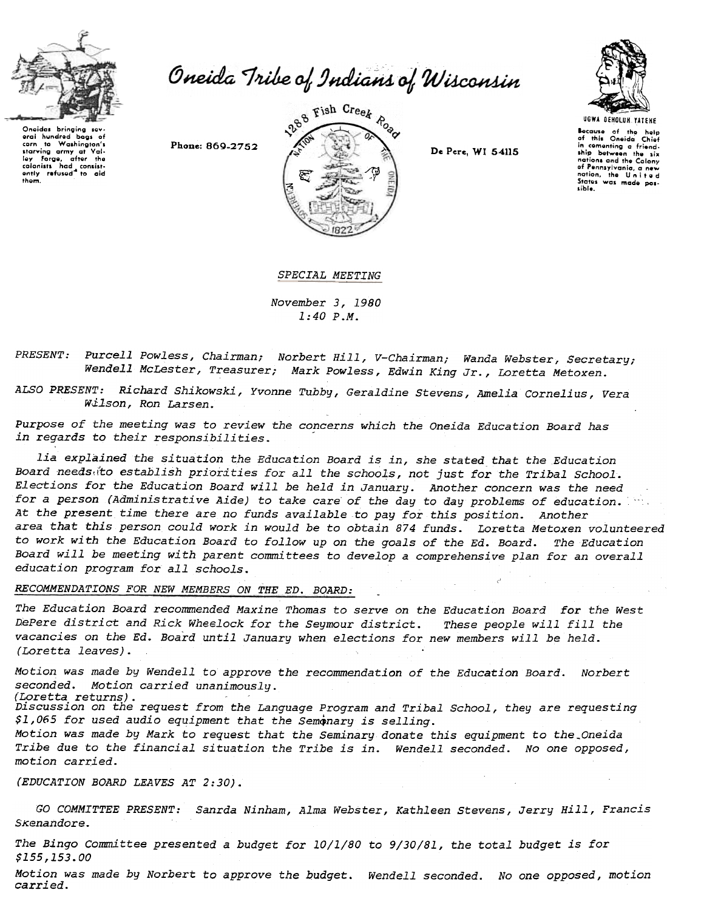# Oneida Tribe of Indians of Wisconsin

Oneidas bringing several hundred bags of corn to Washington's starving army at Valley Forge, after the colonists had consistently refused to aid them.

Phone: 869-2752

1288 Fish Creek Road

De Pere, WI 54115

UGWA DEHOLUH YATEHE

Because of the help of this Oneida Chief in cementing a friendship between the six nations and the Colony of Pennsylvania, a new nation, the United States was made possible.

*SPECIAL MEETING*

*November 3, 1980*
*1:40 P.M.*

*PRESENT:* *Purcell Powless, Chairman; Norbert Hill, V-Chairman; Wanda Webster, Secretary; Wendell McLester, Treasurer; Mark Powless, Edwin King Jr., Loretta Metoxen.*

*ALSO PRESENT:* *Richard Shikowski, Yvonne Tubby, Geraldine Stevens, Amelia Cornelius, Vera Wilson, Ron Larsen.*

*Purpose of the meeting was to review the concerns which the Oneida Education Board has in regards to their responsibilities.*

*lia explained the situation the Education Board is in, she stated that the Education Board needs to establish priorities for all the schools, not just for the Tribal School. Elections for the Education Board will be held in January. Another concern was the need for a person (Administrative Aide) to take care of the day to day problems of education. At the present time there are no funds available to pay for this position. Another area that this person could work in would be to obtain 874 funds. Loretta Metoxen volunteered to work with the Education Board to follow up on the goals of the Ed. Board. The Education Board will be meeting with parent committees to develop a comprehensive plan for an overall education program for all schools.*

*RECOMMENDATIONS FOR NEW MEMBERS ON THE ED. BOARD:*

*The Education Board recommended Maxine Thomas to serve on the Education Board for the West DePere district and Rick Wheelock for the Seymour district. These people will fill the vacancies on the Ed. Board until January when elections for new members will be held. (Loretta leaves).*

*Motion was made by Wendell to approve the recommendation of the Education Board. Norbert seconded. Motion carried unanimously.*
*(Loretta returns).*
*Discussion on the request from the Language Program and Tribal School, they are requesting $1,065 for used audio equipment that the Seminary is selling.*
*Motion was made by Mark to request that the Seminary donate this equipment to the Oneida Tribe due to the financial situation the Tribe is in. Wendell seconded. No one opposed, motion carried.*

*(EDUCATION BOARD LEAVES AT 2:30).*

*GO COMMITTEE PRESENT: Sanrda Ninham, Alma Webster, Kathleen Stevens, Jerry Hill, Francis Skenandore.*

*The Bingo Committee presented a budget for 10/1/80 to 9/30/81, the total budget is for $155,153.00*

*Motion was made by Norbert to approve the budget. Wendell seconded. No one opposed, motion carried.*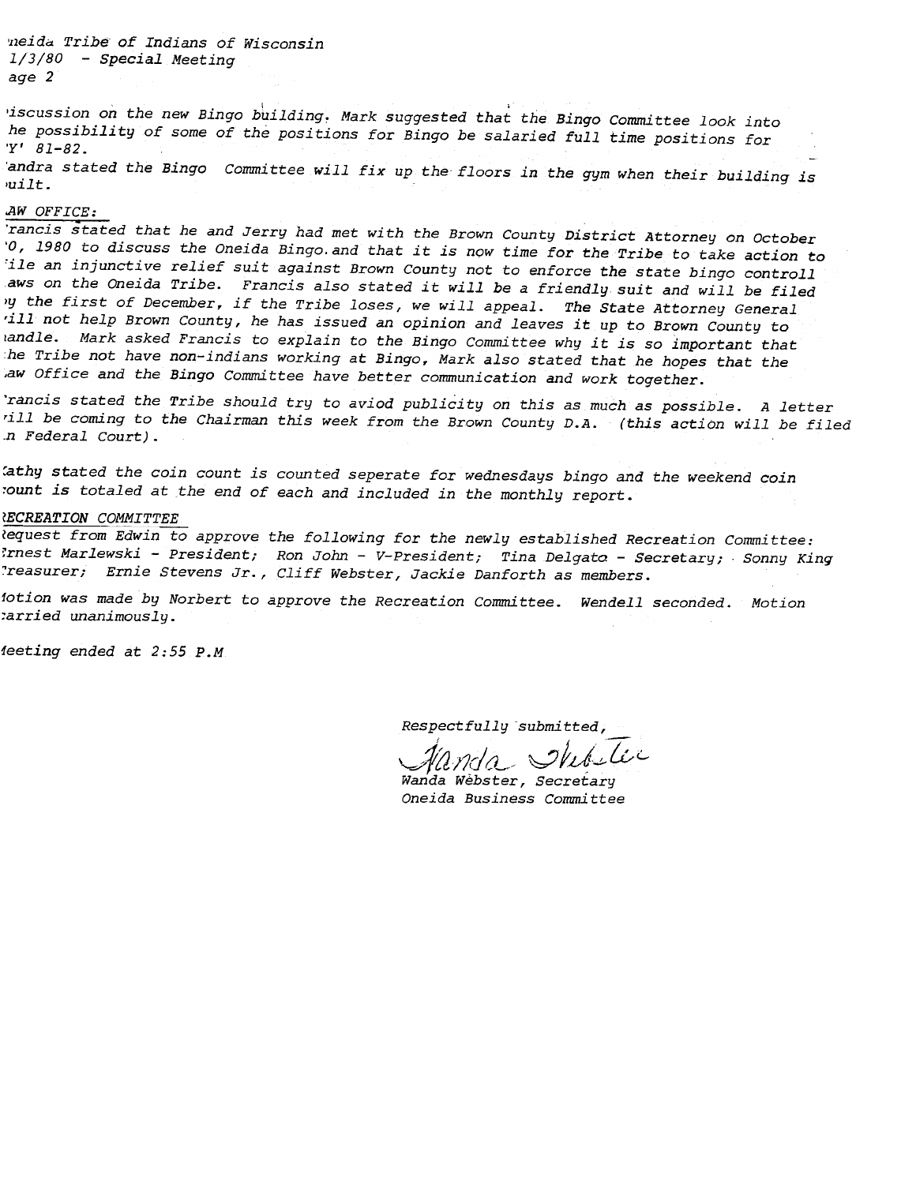'neida Tribe of Indians of Wisconsin
1/3/80 - Special Meeting
age 2

'iscussion on the new Bingo building. Mark suggested that the Bingo Committee look into he possibility of some of the positions for Bingo be salaried full time positions for 'Y' 81-82.

'andra stated the Bingo Committee will fix up the floors in the gym when their building is 'uilt.

.AW OFFICE:

'rancis stated that he and Jerry had met with the Brown County District Attorney on October '0, 1980 to discuss the Oneida Bingo.and that it is now time for the Tribe to take action to 'ile an injunctive relief suit against Brown County not to enforce the state bingo controll .aws on the Oneida Tribe. Francis also stated it will be a friendly suit and will be filed 'y the first of December, if the Tribe loses, we will appeal. The State Attorney General 'ill not help Brown County, he has issued an opinion and leaves it up to Brown County to 'andle. Mark asked Francis to explain to the Bingo Committee why it is so important that 'he Tribe not have non-indians working at Bingo, Mark also stated that he hopes that the .aw Office and the Bingo Committee have better communication and work together.

'rancis stated the Tribe should try to aviod publicity on this as much as possible. A letter 'ill be coming to the Chairman this week from the Brown County D.A. (this action will be filed .n Federal Court).

'athy stated the coin count is counted seperate for wednesdays bingo and the weekend coin 'ount is totaled at the end of each and included in the monthly report.

'ECREATION COMMITTEE

'equest from Edwin to approve the following for the newly established Recreation Committee: 'rnest Marlewski - President; Ron John - V-President; Tina Delgato - Secretary; Sonny King 'reasurer; Ernie Stevens Jr., Cliff Webster, Jackie Danforth as members.

'otion was made by Norbert to approve the Recreation Committee. Wendell seconded. Motion 'arried unanimously.

'eeting ended at 2:55 P.M

Respectfully submitted,

Wanda Webster

Wanda Webster, Secretary
Oneida Business Committee